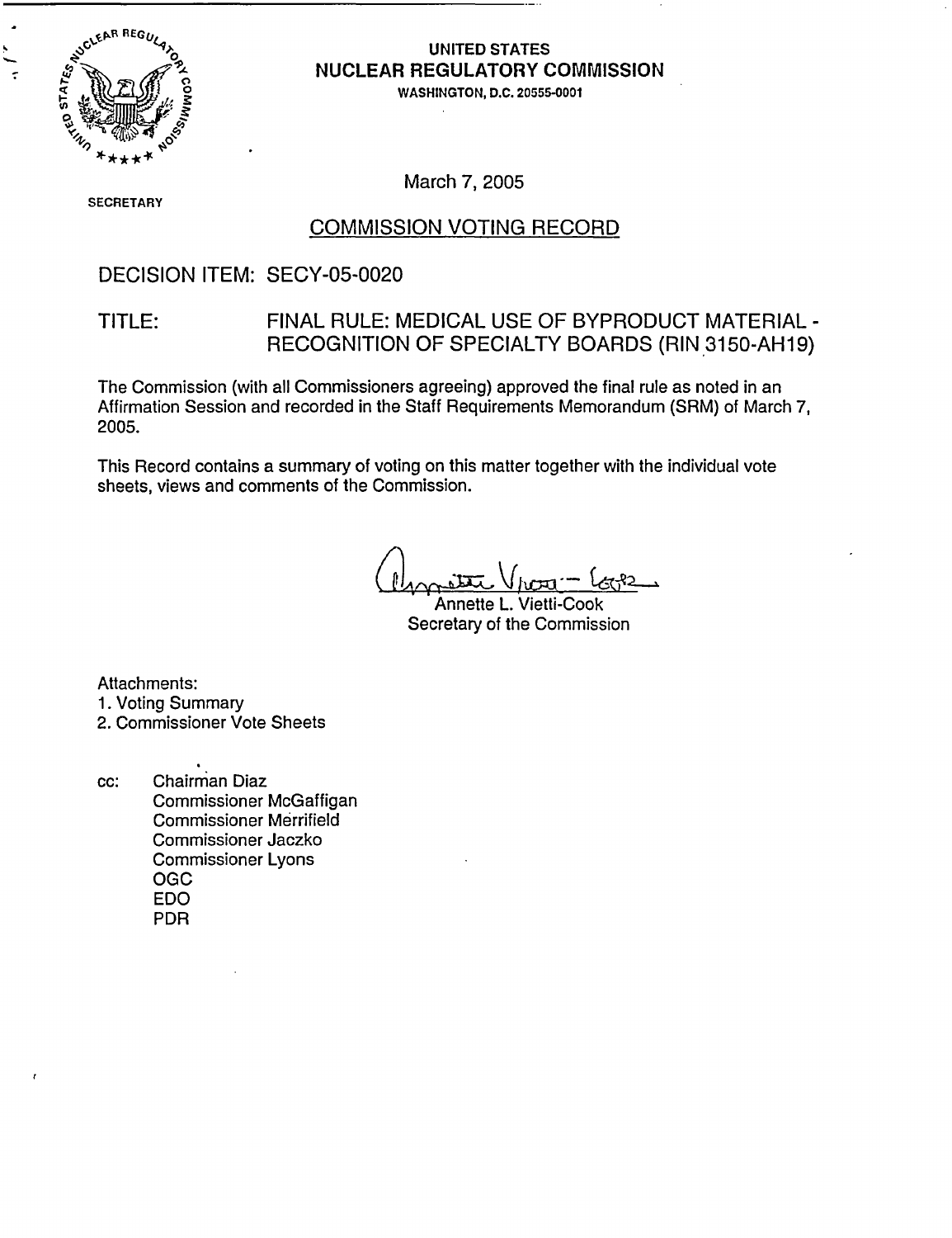UNITED STATES
**NUCLEAR REGULATORY COMMISSION**
WASHINGTON, D.C. 20555-0001

SECRETARY

March 7, 2005

## COMMISSION VOTING RECORD

DECISION ITEM: SECY-05-0020

TITLE: FINAL RULE: MEDICAL USE OF BYPRODUCT MATERIAL - RECOGNITION OF SPECIALTY BOARDS (RIN 3150-AH19)

The Commission (with all Commissioners agreeing) approved the final rule as noted in an Affirmation Session and recorded in the Staff Requirements Memorandum (SRM) of March 7, 2005.

This Record contains a summary of voting on this matter together with the individual vote sheets, views and comments of the Commission.

Annette L. Vietti-Cook
Secretary of the Commission

Attachments:
1. Voting Summary
2. Commissioner Vote Sheets

cc: Chairman Diaz
Commissioner McGaffigan
Commissioner Merrifield
Commissioner Jaczko
Commissioner Lyons
OGC
EDO
PDR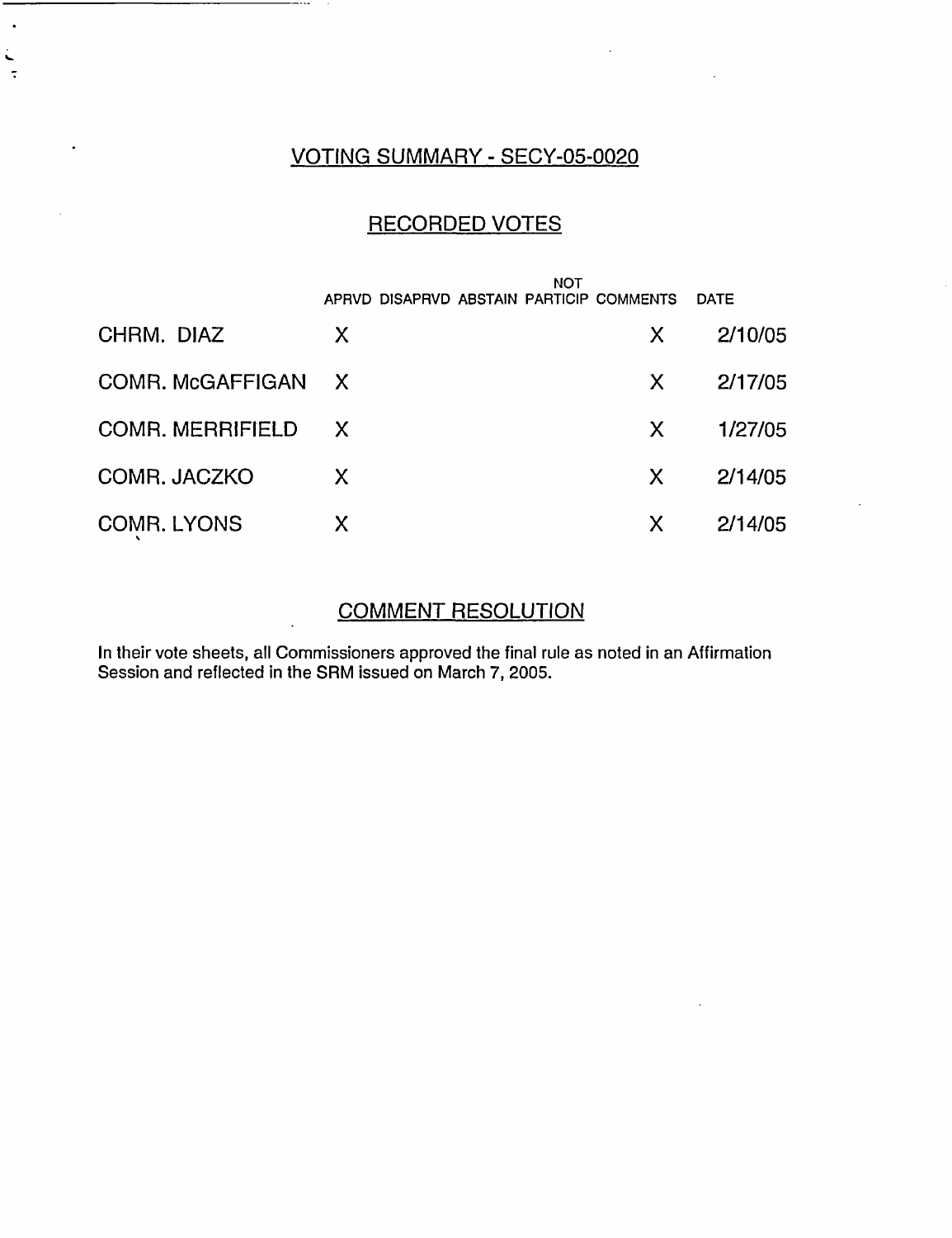## VOTING SUMMARY - SECY-05-0020

### RECORDED VOTES

| | APRVD | DISAPRVD | ABSTAIN | NOT PARTICIP | COMMENTS | DATE |
|---|---|---|---|---|---|---|
| CHRM. DIAZ | X | | | | X | 2/10/05 |
| COMR. McGAFFIGAN | X | | | | X | 2/17/05 |
| COMR. MERRIFIELD | X | | | | X | 1/27/05 |
| COMR. JACZKO | X | | | | X | 2/14/05 |
| COMR. LYONS | X | | | | X | 2/14/05 |

### COMMENT RESOLUTION

In their vote sheets, all Commissioners approved the final rule as noted in an Affirmation Session and reflected in the SRM issued on March 7, 2005.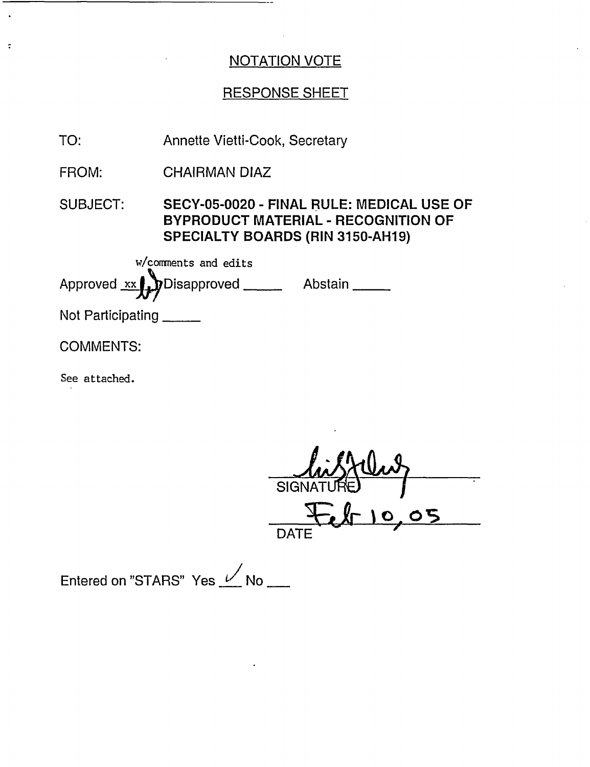# NOTATION VOTE

## RESPONSE SHEET

TO: Annette Vietti-Cook, Secretary

FROM: CHAIRMAN DIAZ

SUBJECT: **SECY-05-0020 - FINAL RULE: MEDICAL USE OF BYPRODUCT MATERIAL - RECOGNITION OF SPECIALTY BOARDS (RIN 3150-AH19)**

Approved xx w/comments and edits Disapproved _____ Abstain _____

Not Participating _____

COMMENTS:

See attached.

SIGNATURE

Feb 10, 05

DATE

Entered on "STARS" Yes ✓ No ___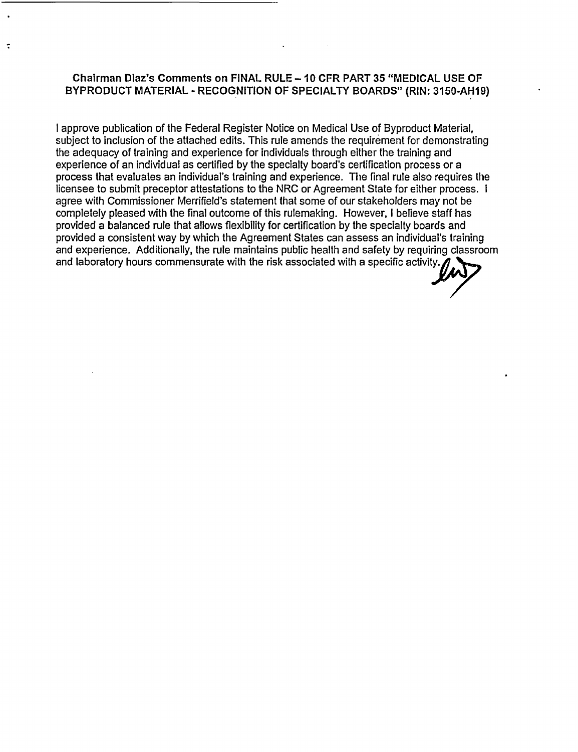**Chairman Diaz's Comments on FINAL RULE – 10 CFR PART 35 "MEDICAL USE OF BYPRODUCT MATERIAL - RECOGNITION OF SPECIALTY BOARDS" (RIN: 3150-AH19)**

I approve publication of the Federal Register Notice on Medical Use of Byproduct Material, subject to inclusion of the attached edits. This rule amends the requirement for demonstrating the adequacy of training and experience for individuals through either the training and experience of an individual as certified by the specialty board's certification process or a process that evaluates an individual's training and experience. The final rule also requires the licensee to submit preceptor attestations to the NRC or Agreement State for either process. I agree with Commissioner Merrifield's statement that some of our stakeholders may not be completely pleased with the final outcome of this rulemaking. However, I believe staff has provided a balanced rule that allows flexibility for certification by the specialty boards and provided a consistent way by which the Agreement States can assess an individual's training and experience. Additionally, the rule maintains public health and safety by requiring classroom and laboratory hours commensurate with the risk associated with a specific activity.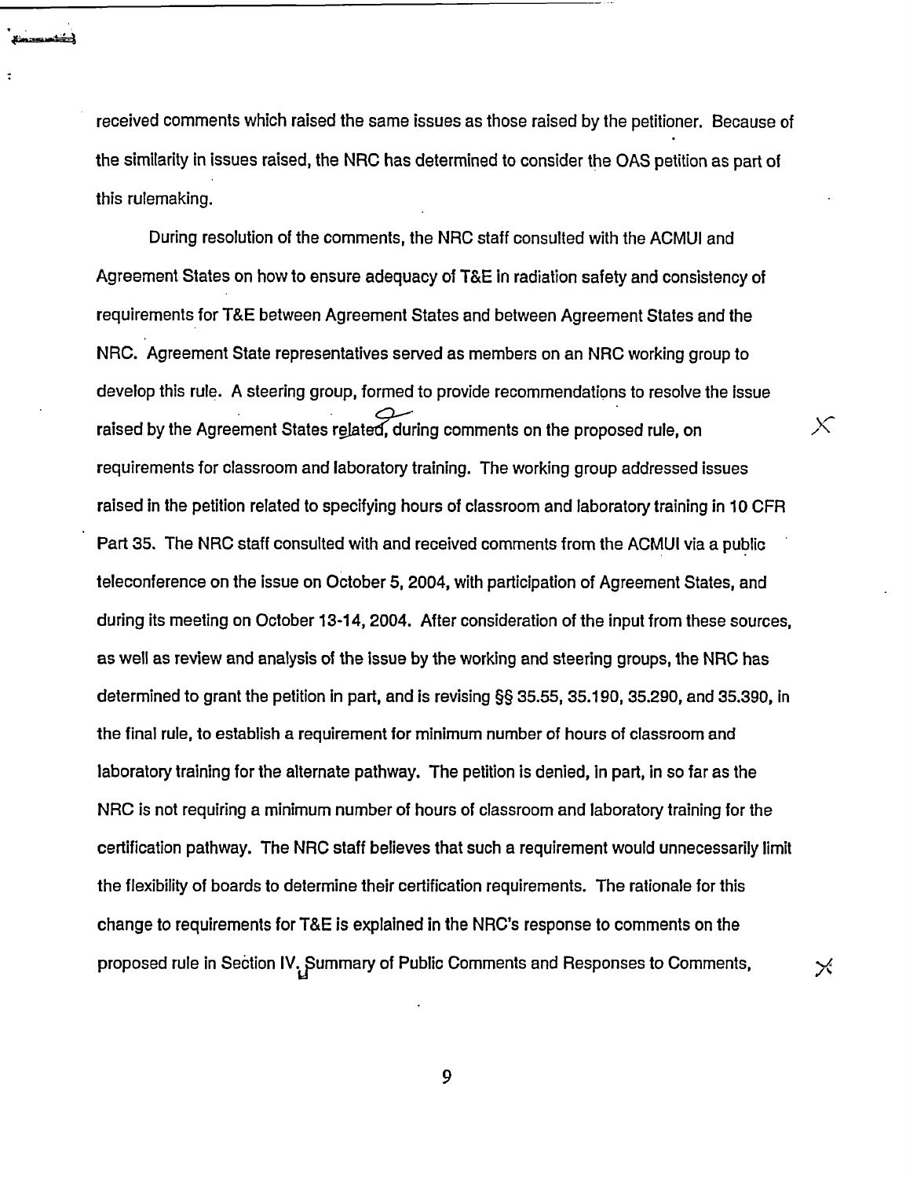received comments which raised the same issues as those raised by the petitioner. Because of the similarity in issues raised, the NRC has determined to consider the OAS petition as part of this rulemaking.

During resolution of the comments, the NRC staff consulted with the ACMUI and Agreement States on how to ensure adequacy of T&E in radiation safety and consistency of requirements for T&E between Agreement States and between Agreement States and the NRC. Agreement State representatives served as members on an NRC working group to develop this rule. A steering group, formed to provide recommendations to resolve the issue raised by the Agreement States related, during comments on the proposed rule, on requirements for classroom and laboratory training. The working group addressed issues raised in the petition related to specifying hours of classroom and laboratory training in 10 CFR Part 35. The NRC staff consulted with and received comments from the ACMUI via a public teleconference on the issue on October 5, 2004, with participation of Agreement States, and during its meeting on October 13-14, 2004. After consideration of the input from these sources, as well as review and analysis of the issue by the working and steering groups, the NRC has determined to grant the petition in part, and is revising §§ 35.55, 35.190, 35.290, and 35.390, in the final rule, to establish a requirement for minimum number of hours of classroom and laboratory training for the alternate pathway. The petition is denied, in part, in so far as the NRC is not requiring a minimum number of hours of classroom and laboratory training for the certification pathway. The NRC staff believes that such a requirement would unnecessarily limit the flexibility of boards to determine their certification requirements. The rationale for this change to requirements for T&E is explained in the NRC's response to comments on the proposed rule in Section IV, Summary of Public Comments and Responses to Comments,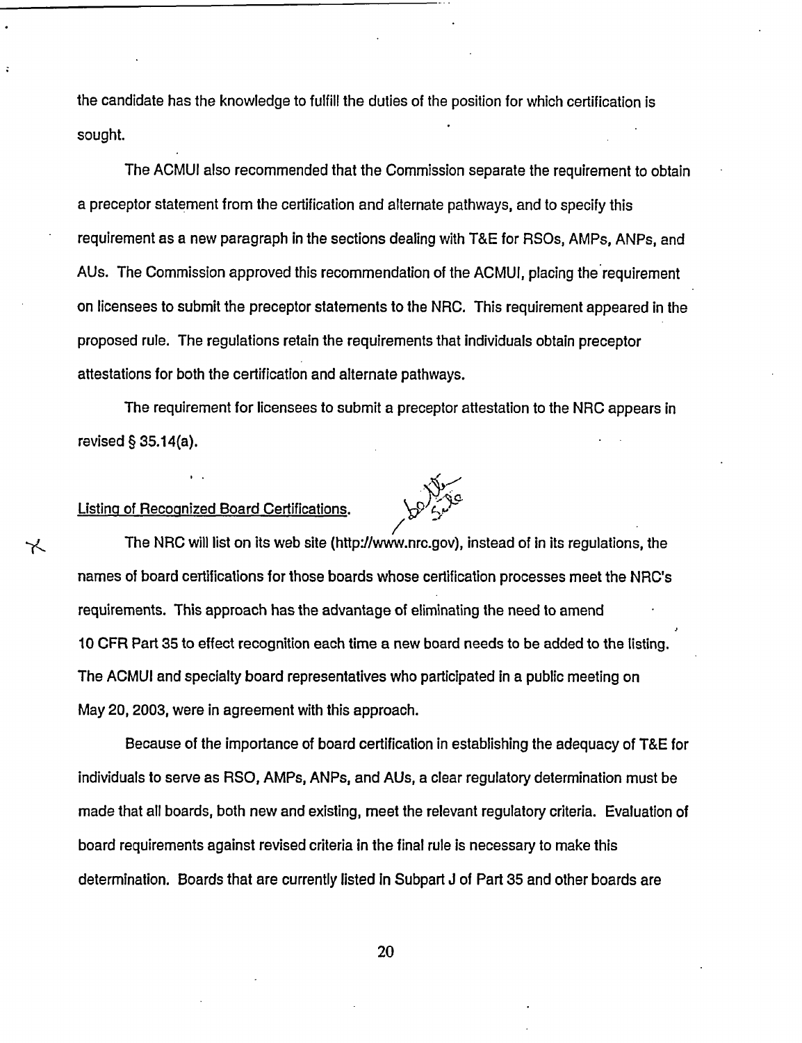the candidate has the knowledge to fulfill the duties of the position for which certification is sought.

The ACMUI also recommended that the Commission separate the requirement to obtain a preceptor statement from the certification and alternate pathways, and to specify this requirement as a new paragraph in the sections dealing with T&E for RSOs, AMPs, ANPs, and AUs. The Commission approved this recommendation of the ACMUI, placing the requirement on licensees to submit the preceptor statements to the NRC. This requirement appeared in the proposed rule. The regulations retain the requirements that individuals obtain preceptor attestations for both the certification and alternate pathways.

The requirement for licensees to submit a preceptor attestation to the NRC appears in revised § 35.14(a).

<u>Listing of Recognized Board Certifications.</u>

The NRC will list on its web site (http://www.nrc.gov), instead of in its regulations, the names of board certifications for those boards whose certification processes meet the NRC's requirements. This approach has the advantage of eliminating the need to amend 10 CFR Part 35 to effect recognition each time a new board needs to be added to the listing. The ACMUI and specialty board representatives who participated in a public meeting on May 20, 2003, were in agreement with this approach.

Because of the importance of board certification in establishing the adequacy of T&E for individuals to serve as RSO, AMPs, ANPs, and AUs, a clear regulatory determination must be made that all boards, both new and existing, meet the relevant regulatory criteria. Evaluation of board requirements against revised criteria in the final rule is necessary to make this determination. Boards that are currently listed in Subpart J of Part 35 and other boards are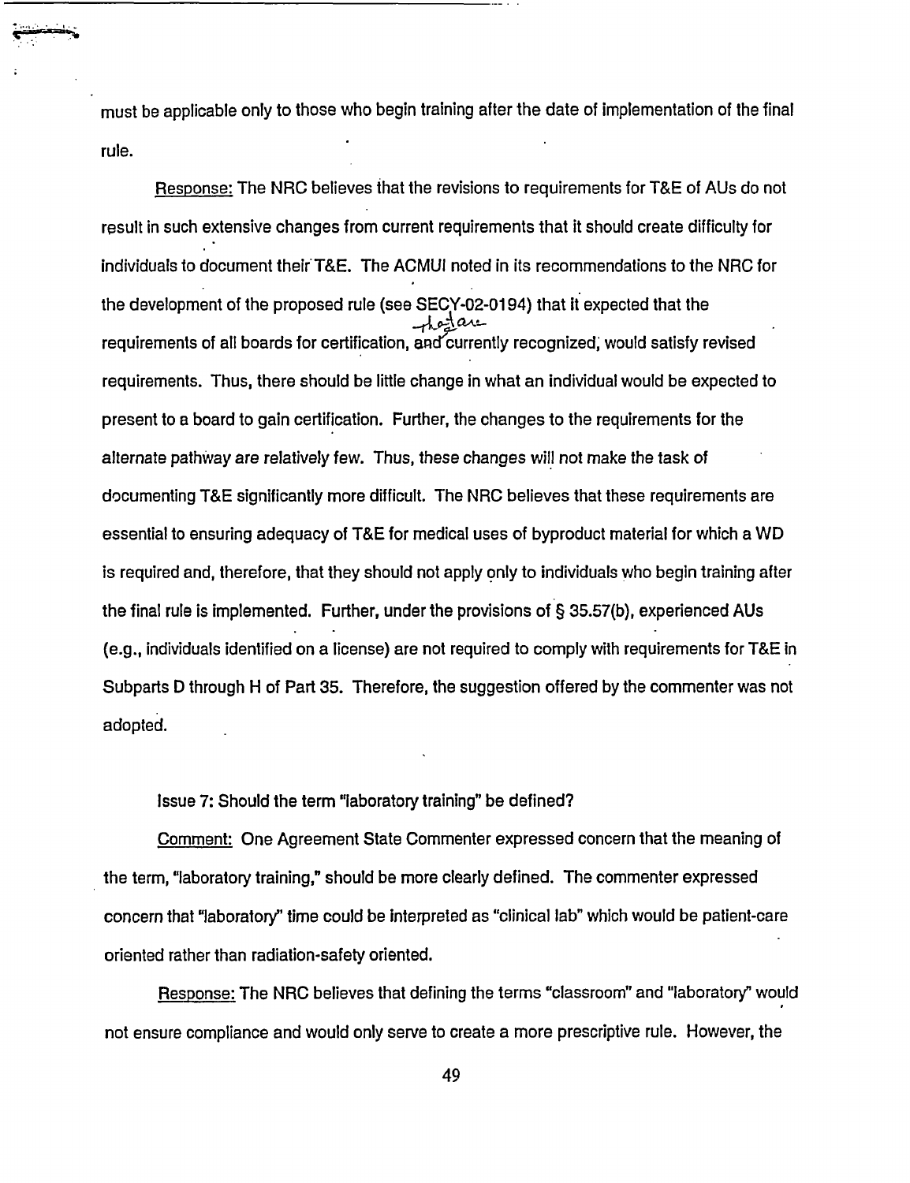must be applicable only to those who begin training after the date of implementation of the final rule.

Response: The NRC believes that the revisions to requirements for T&E of AUs do not result in such extensive changes from current requirements that it should create difficulty for individuals to document their T&E. The ACMUI noted in its recommendations to the NRC for the development of the proposed rule (see SECY-02-0194) that it expected that the requirements of all boards for certification, that are currently recognized, would satisfy revised requirements. Thus, there should be little change in what an individual would be expected to present to a board to gain certification. Further, the changes to the requirements for the alternate pathway are relatively few. Thus, these changes will not make the task of documenting T&E significantly more difficult. The NRC believes that these requirements are essential to ensuring adequacy of T&E for medical uses of byproduct material for which a WD is required and, therefore, that they should not apply only to individuals who begin training after the final rule is implemented. Further, under the provisions of § 35.57(b), experienced AUs (e.g., individuals identified on a license) are not required to comply with requirements for T&E in Subparts D through H of Part 35. Therefore, the suggestion offered by the commenter was not adopted.

Issue 7: Should the term "laboratory training" be defined?

Comment: One Agreement State Commenter expressed concern that the meaning of the term, "laboratory training," should be more clearly defined. The commenter expressed concern that "laboratory" time could be interpreted as "clinical lab" which would be patient-care oriented rather than radiation-safety oriented.

Response: The NRC believes that defining the terms "classroom" and "laboratory" would not ensure compliance and would only serve to create a more prescriptive rule. However, the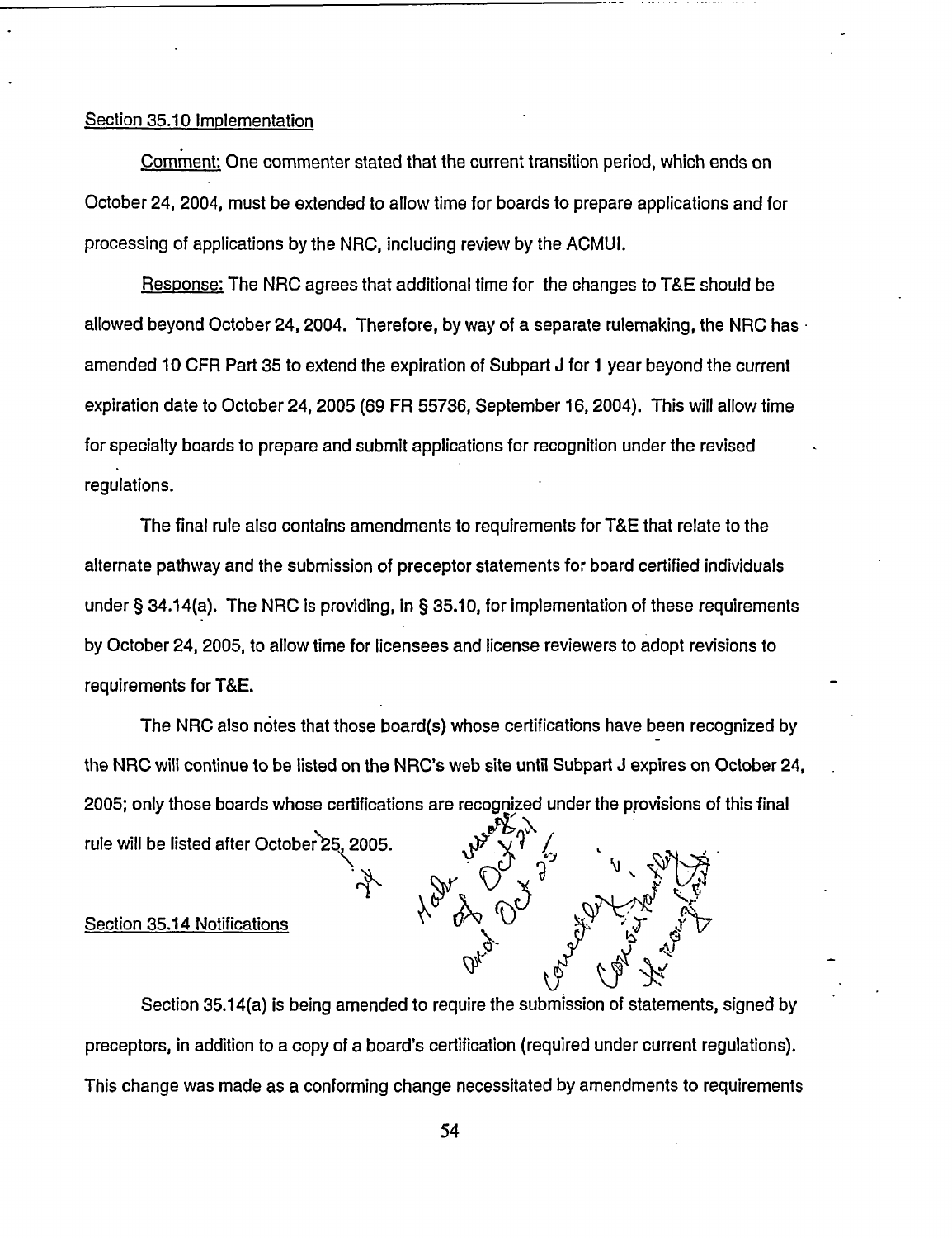Section 35.10 Implementation

Comment: One commenter stated that the current transition period, which ends on October 24, 2004, must be extended to allow time for boards to prepare applications and for processing of applications by the NRC, including review by the ACMUI.

Response: The NRC agrees that additional time for the changes to T&E should be allowed beyond October 24, 2004. Therefore, by way of a separate rulemaking, the NRC has amended 10 CFR Part 35 to extend the expiration of Subpart J for 1 year beyond the current expiration date to October 24, 2005 (69 FR 55736, September 16, 2004). This will allow time for specialty boards to prepare and submit applications for recognition under the revised regulations.

The final rule also contains amendments to requirements for T&E that relate to the alternate pathway and the submission of preceptor statements for board certified individuals under § 34.14(a). The NRC is providing, in § 35.10, for implementation of these requirements by October 24, 2005, to allow time for licensees and license reviewers to adopt revisions to requirements for T&E.

The NRC also notes that those board(s) whose certifications have been recognized by the NRC will continue to be listed on the NRC's web site until Subpart J expires on October 24, 2005; only those boards whose certifications are recognized under the provisions of this final rule will be listed after October 25, 2005.

Section 35.14 Notifications

Section 35.14(a) is being amended to require the submission of statements, signed by preceptors, in addition to a copy of a board's certification (required under current regulations). This change was made as a conforming change necessitated by amendments to requirements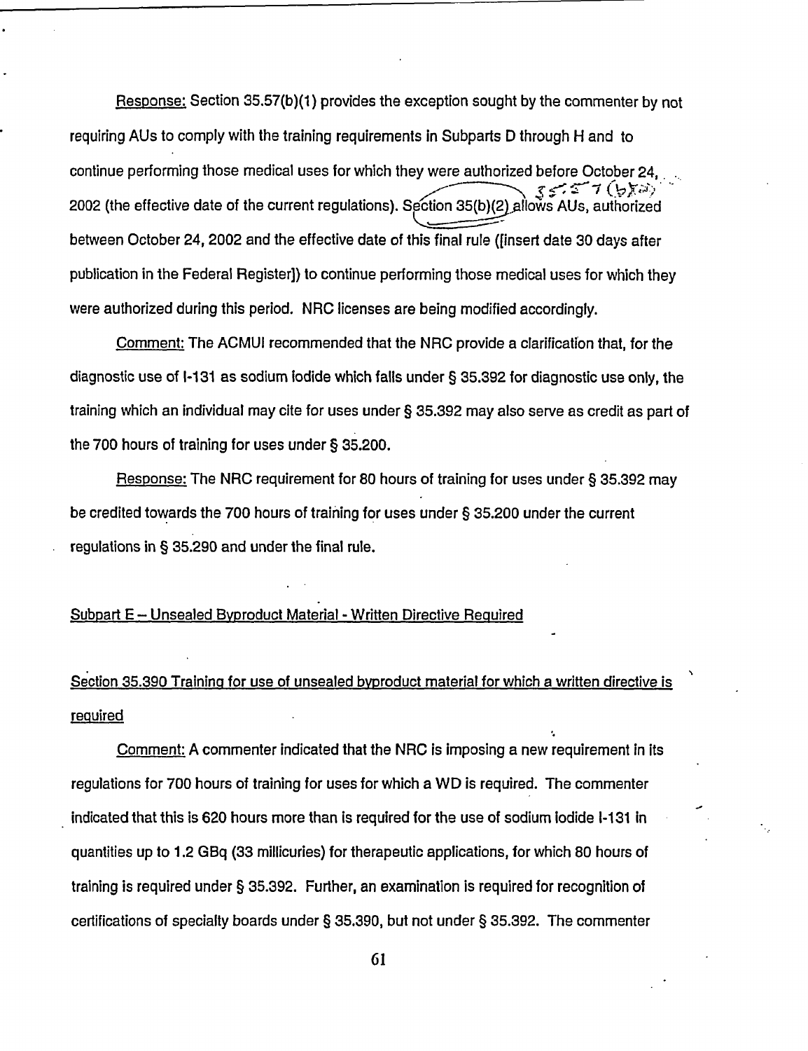Response: Section 35.57(b)(1) provides the exception sought by the commenter by not requiring AUs to comply with the training requirements in Subparts D through H and to continue performing those medical uses for which they were authorized before October 24, 2002 (the effective date of the current regulations). Section 35(b)(2) allows AUs, authorized between October 24, 2002 and the effective date of this final rule ([insert date 30 days after publication in the Federal Register]) to continue performing those medical uses for which they were authorized during this period. NRC licenses are being modified accordingly.

Comment: The ACMUI recommended that the NRC provide a clarification that, for the diagnostic use of I-131 as sodium iodide which falls under § 35.392 for diagnostic use only, the training which an individual may cite for uses under § 35.392 may also serve as credit as part of the 700 hours of training for uses under § 35.200.

Response: The NRC requirement for 80 hours of training for uses under § 35.392 may be credited towards the 700 hours of training for uses under § 35.200 under the current regulations in § 35.290 and under the final rule.

Subpart E – Unsealed Byproduct Material - Written Directive Required

Section 35.390 Training for use of unsealed byproduct material for which a written directive is required

Comment: A commenter indicated that the NRC is imposing a new requirement in its regulations for 700 hours of training for uses for which a WD is required. The commenter indicated that this is 620 hours more than is required for the use of sodium iodide I-131 in quantities up to 1.2 GBq (33 millicuries) for therapeutic applications, for which 80 hours of training is required under § 35.392. Further, an examination is required for recognition of certifications of specialty boards under § 35.390, but not under § 35.392. The commenter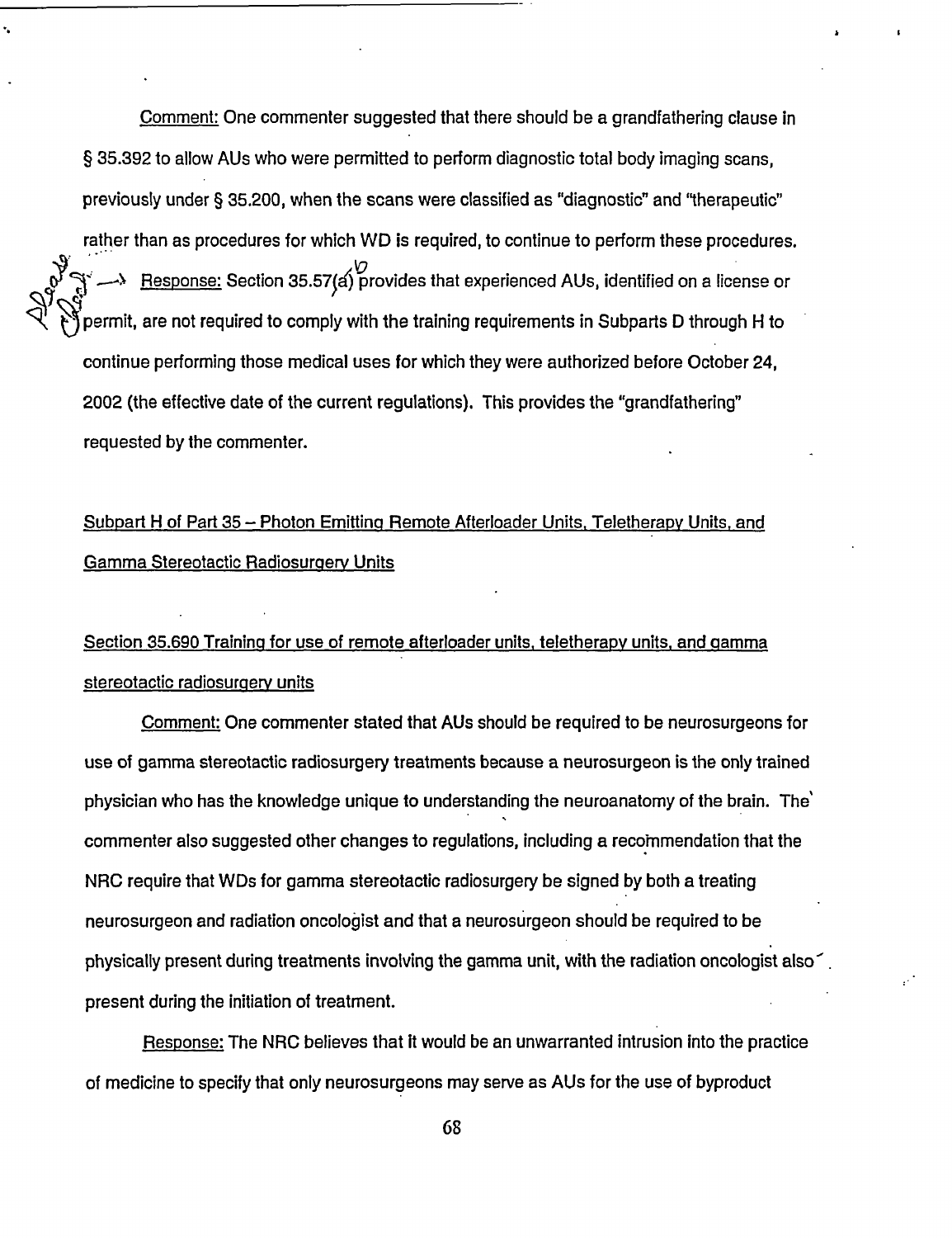Comment: One commenter suggested that there should be a grandfathering clause in § 35.392 to allow AUs who were permitted to perform diagnostic total body imaging scans, previously under § 35.200, when the scans were classified as "diagnostic" and "therapeutic" rather than as procedures for which WD is required, to continue to perform these procedures.

Response: Section 35.57(b) provides that experienced AUs, identified on a license or permit, are not required to comply with the training requirements in Subparts D through H to continue performing those medical uses for which they were authorized before October 24, 2002 (the effective date of the current regulations). This provides the "grandfathering" requested by the commenter.

## Subpart H of Part 35 – Photon Emitting Remote Afterloader Units, Teletherapy Units, and Gamma Stereotactic Radiosurgery Units

### Section 35.690 Training for use of remote afterloader units, teletherapy units, and gamma stereotactic radiosurgery units

Comment: One commenter stated that AUs should be required to be neurosurgeons for use of gamma stereotactic radiosurgery treatments because a neurosurgeon is the only trained physician who has the knowledge unique to understanding the neuroanatomy of the brain. The commenter also suggested other changes to regulations, including a recommendation that the NRC require that WDs for gamma stereotactic radiosurgery be signed by both a treating neurosurgeon and radiation oncologist and that a neurosurgeon should be required to be physically present during treatments involving the gamma unit, with the radiation oncologist also present during the initiation of treatment.

Response: The NRC believes that it would be an unwarranted intrusion into the practice of medicine to specify that only neurosurgeons may serve as AUs for the use of byproduct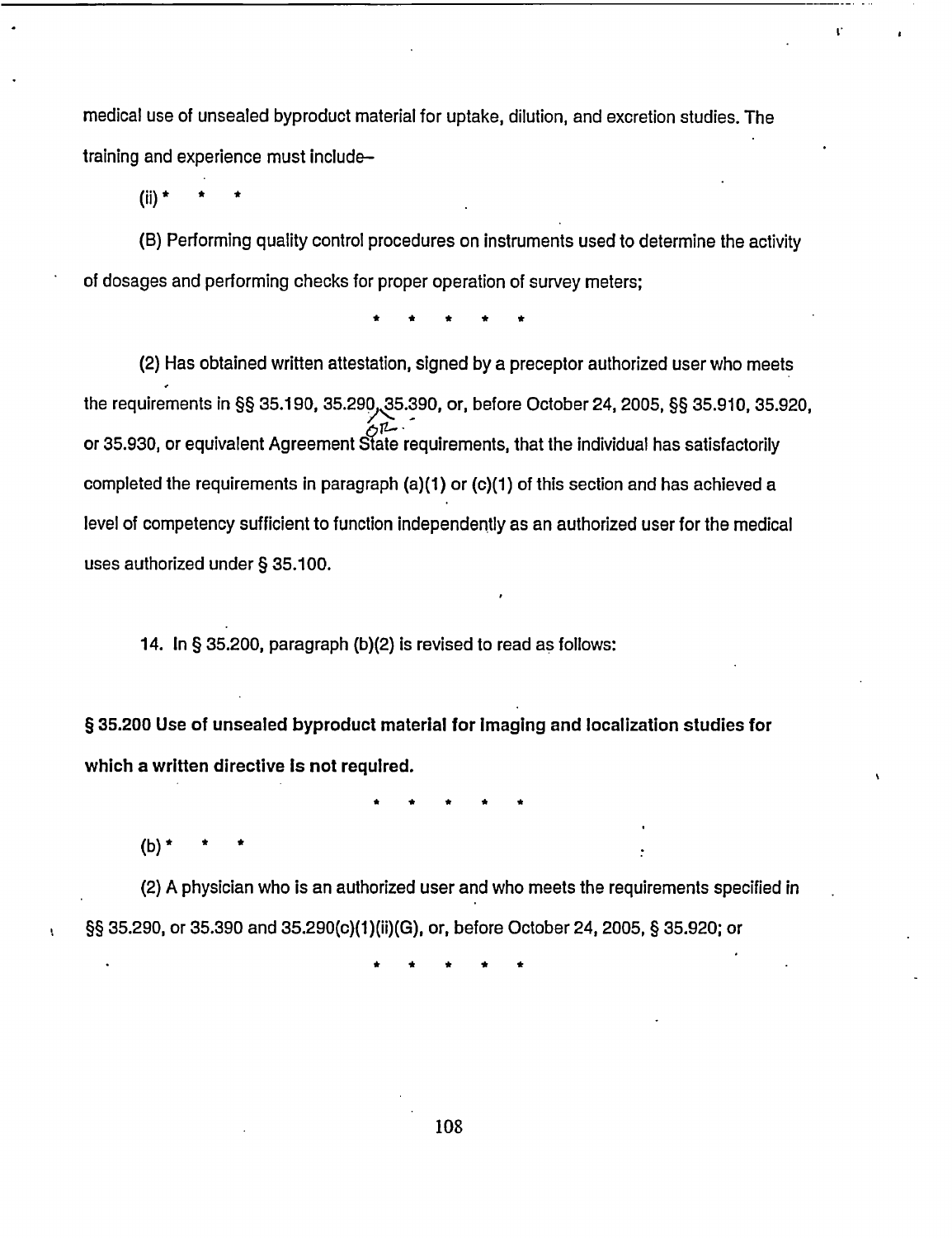medical use of unsealed byproduct material for uptake, dilution, and excretion studies. The training and experience must include–

(ii) * * *

(B) Performing quality control procedures on instruments used to determine the activity of dosages and performing checks for proper operation of survey meters;

* * * * *

(2) Has obtained written attestation, signed by a preceptor authorized user who meets the requirements in §§ 35.190, 35.290, 35.390, or, before October 24, 2005, §§ 35.910, 35.920, or 35.930, or equivalent Agreement State requirements, that the individual has satisfactorily completed the requirements in paragraph (a)(1) or (c)(1) of this section and has achieved a level of competency sufficient to function independently as an authorized user for the medical uses authorized under § 35.100.

14. In § 35.200, paragraph (b)(2) is revised to read as follows:

**§ 35.200 Use of unsealed byproduct material for imaging and localization studies for which a written directive is not required.**

* * * * *

(b) * * *

(2) A physician who is an authorized user and who meets the requirements specified in §§ 35.290, or 35.390 and 35.290(c)(1)(ii)(G), or, before October 24, 2005, § 35.920; or

* * * * *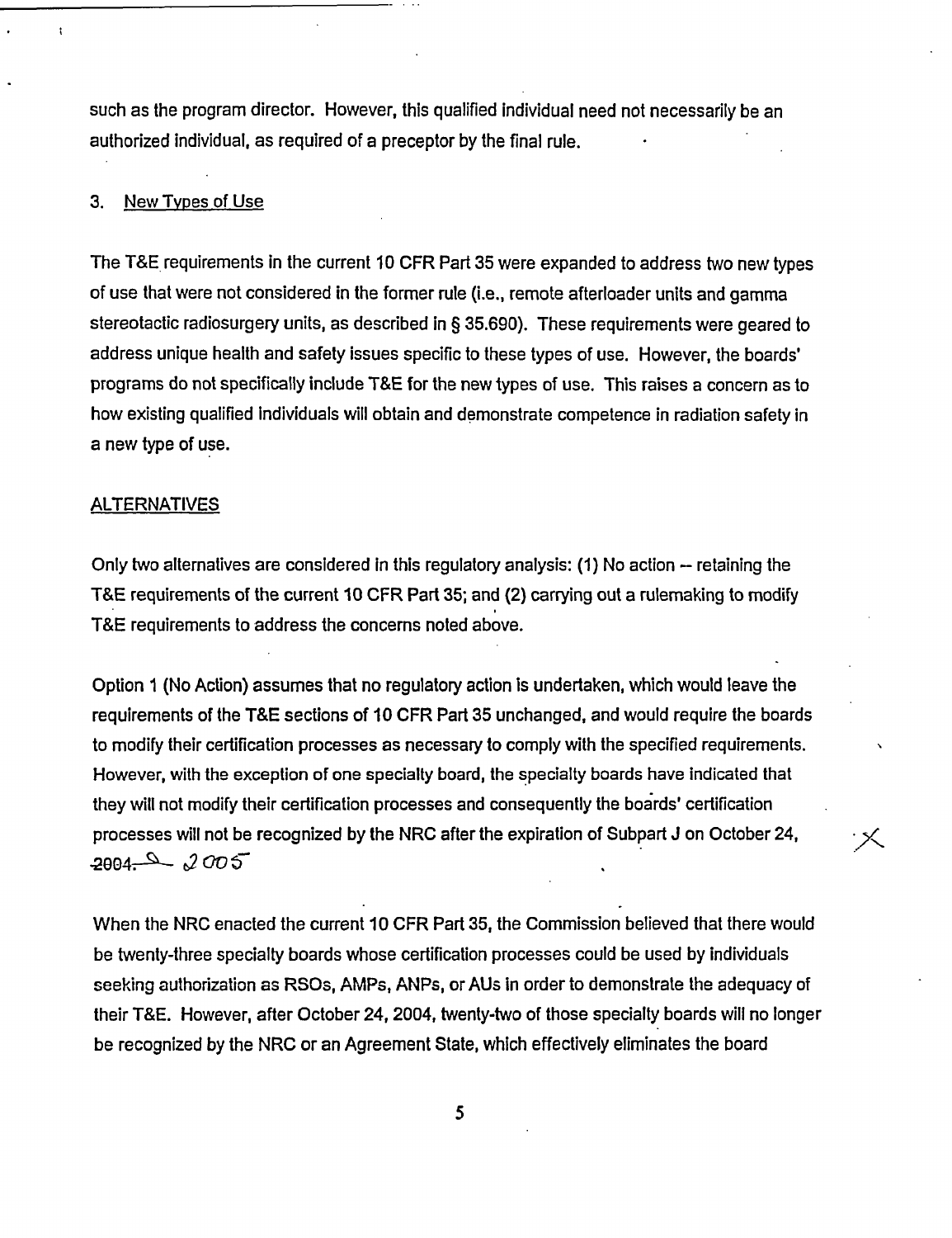such as the program director. However, this qualified individual need not necessarily be an authorized individual, as required of a preceptor by the final rule.

3. New Types of Use

The T&E requirements in the current 10 CFR Part 35 were expanded to address two new types of use that were not considered in the former rule (i.e., remote afterloader units and gamma stereotactic radiosurgery units, as described in § 35.690). These requirements were geared to address unique health and safety issues specific to these types of use. However, the boards' programs do not specifically include T&E for the new types of use. This raises a concern as to how existing qualified individuals will obtain and demonstrate competence in radiation safety in a new type of use.

ALTERNATIVES

Only two alternatives are considered in this regulatory analysis: (1) No action -- retaining the T&E requirements of the current 10 CFR Part 35; and (2) carrying out a rulemaking to modify T&E requirements to address the concerns noted above.

Option 1 (No Action) assumes that no regulatory action is undertaken, which would leave the requirements of the T&E sections of 10 CFR Part 35 unchanged, and would require the boards to modify their certification processes as necessary to comply with the specified requirements. However, with the exception of one specialty board, the specialty boards have indicated that they will not modify their certification processes and consequently the boards' certification processes will not be recognized by the NRC after the expiration of Subpart J on October 24, ~~2004.~~ 2005

When the NRC enacted the current 10 CFR Part 35, the Commission believed that there would be twenty-three specialty boards whose certification processes could be used by individuals seeking authorization as RSOs, AMPs, ANPs, or AUs in order to demonstrate the adequacy of their T&E. However, after October 24, 2004, twenty-two of those specialty boards will no longer be recognized by the NRC or an Agreement State, which effectively eliminates the board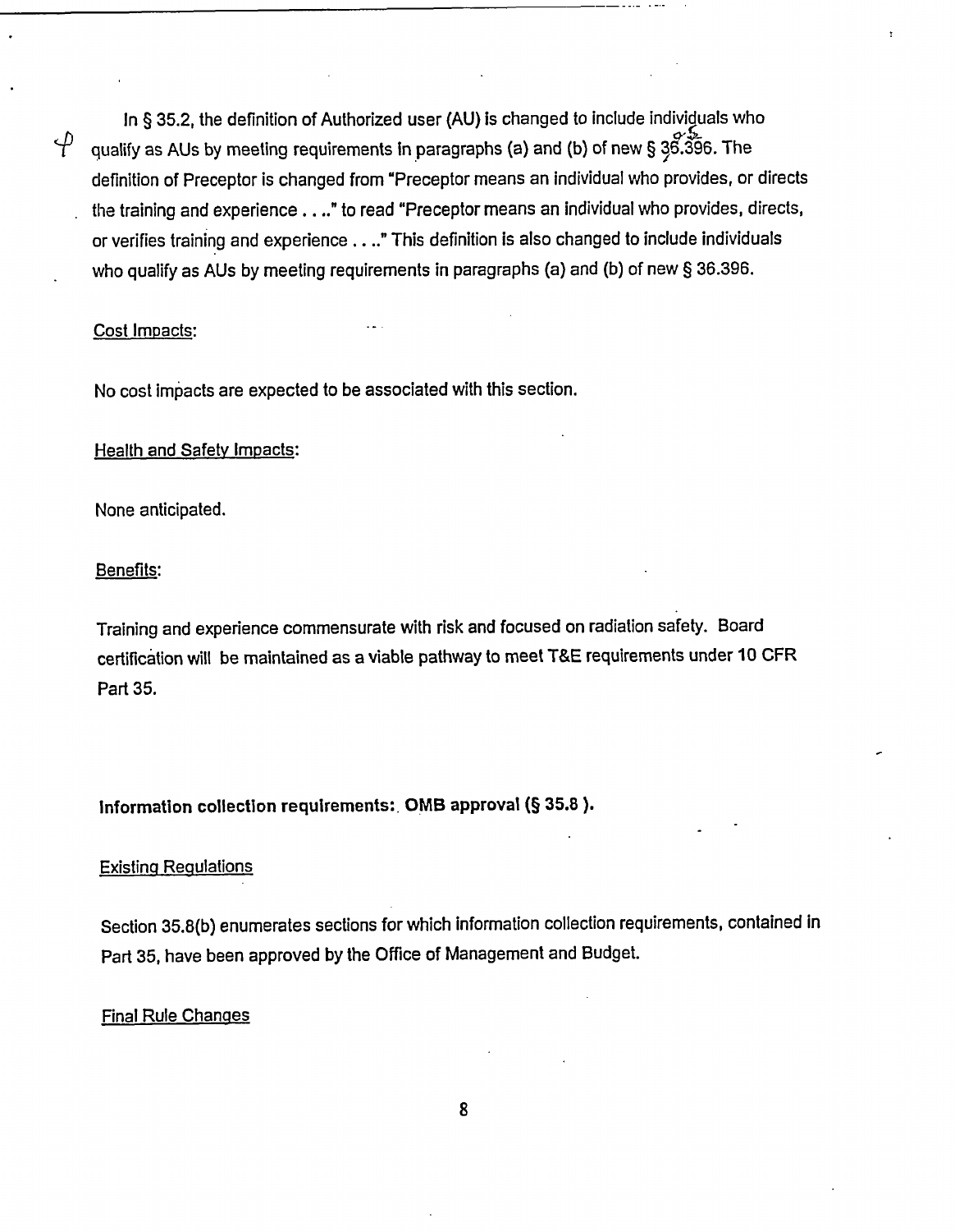In § 35.2, the definition of Authorized user (AU) is changed to include individuals who qualify as AUs by meeting requirements in paragraphs (a) and (b) of new § 36.396. The definition of Preceptor is changed from "Preceptor means an individual who provides, or directs the training and experience . . .." to read "Preceptor means an individual who provides, directs, or verifies training and experience . . .." This definition is also changed to include individuals who qualify as AUs by meeting requirements in paragraphs (a) and (b) of new § 36.396.

Cost Impacts:

No cost impacts are expected to be associated with this section.

Health and Safety Impacts:

None anticipated.

Benefits:

Training and experience commensurate with risk and focused on radiation safety. Board certification will be maintained as a viable pathway to meet T&E requirements under 10 CFR Part 35.

**Information collection requirements: OMB approval (§ 35.8 ).**

Existing Regulations

Section 35.8(b) enumerates sections for which information collection requirements, contained in Part 35, have been approved by the Office of Management and Budget.

Final Rule Changes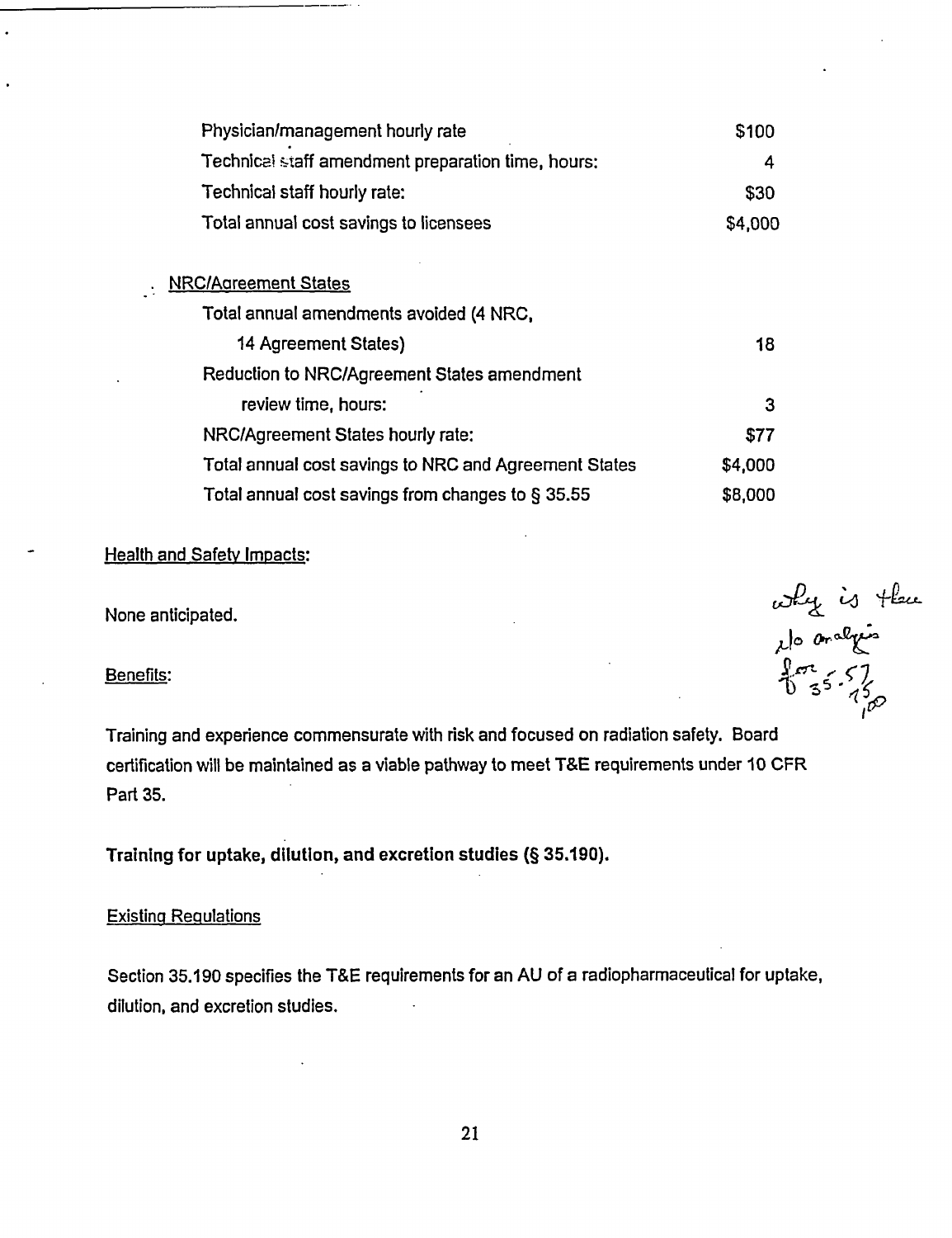| | |
|---|---|
| Physician/management hourly rate | $100 |
| Technical staff amendment preparation time, hours: | 4 |
| Technical staff hourly rate: | $30 |
| Total annual cost savings to licensees | $4,000 |

NRC/Agreement States

| | |
|---|---|
| Total annual amendments avoided (4 NRC, 14 Agreement States) | 18 |
| Reduction to NRC/Agreement States amendment review time, hours: | 3 |
| NRC/Agreement States hourly rate: | $77 |
| Total annual cost savings to NRC and Agreement States | $4,000 |
| Total annual cost savings from changes to § 35.55 | $8,000 |

Health and Safety Impacts:

None anticipated.

why is there no analysis for 35.57, 75, 100

Benefits:

Training and experience commensurate with risk and focused on radiation safety. Board certification will be maintained as a viable pathway to meet T&E requirements under 10 CFR Part 35.

**Training for uptake, dilution, and excretion studies (§ 35.190).**

Existing Regulations

Section 35.190 specifies the T&E requirements for an AU of a radiopharmaceutical for uptake, dilution, and excretion studies.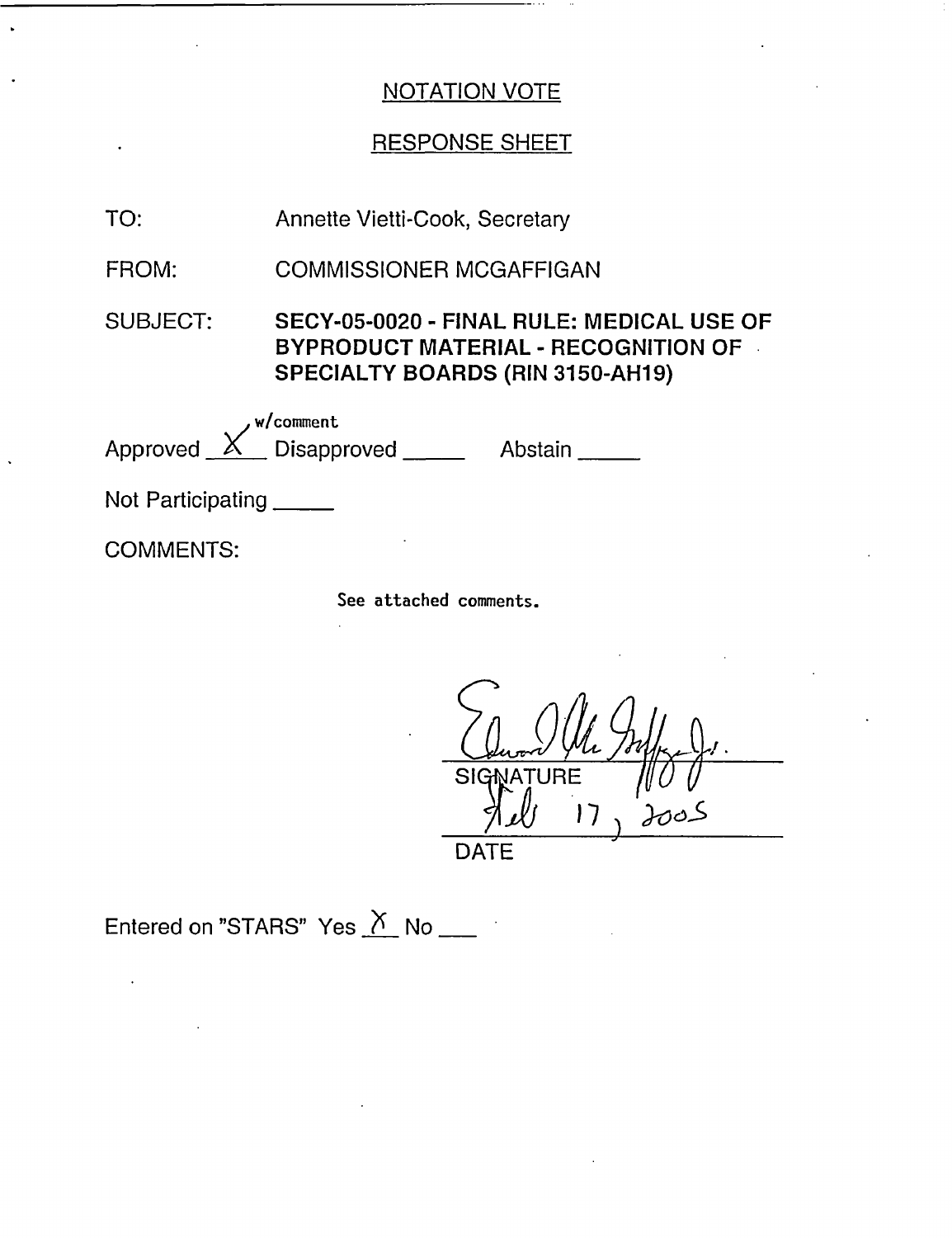NOTATION VOTE

RESPONSE SHEET

TO: Annette Vietti-Cook, Secretary

FROM: COMMISSIONER MCGAFFIGAN

SUBJECT: **SECY-05-0020 - FINAL RULE: MEDICAL USE OF BYPRODUCT MATERIAL - RECOGNITION OF SPECIALTY BOARDS (RIN 3150-AH19)**

Approved X w/comment Disapproved _____ Abstain _____

Not Participating _____

COMMENTS:

See attached comments.

SIGNATURE

Feb 17, 2005

DATE

Entered on "STARS" Yes X No ___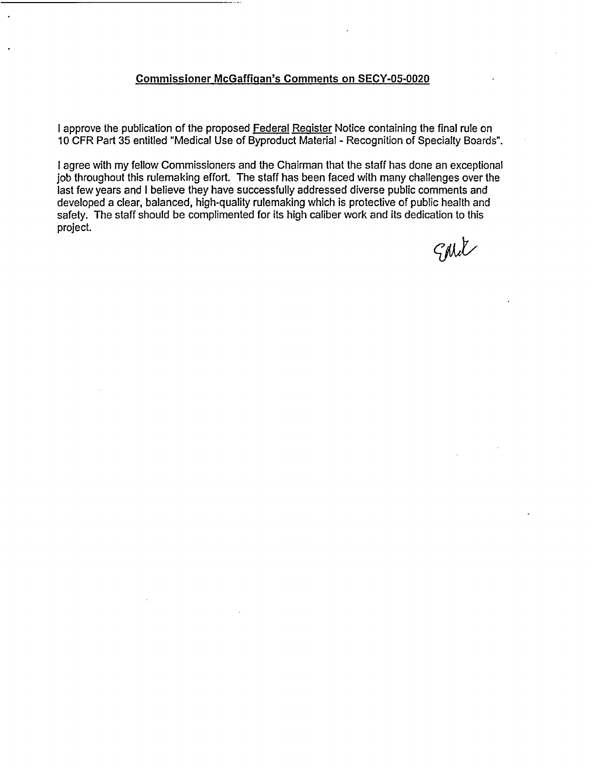## Commissioner McGaffigan's Comments on SECY-05-0020

I approve the publication of the proposed Federal Register Notice containing the final rule on 10 CFR Part 35 entitled "Medical Use of Byproduct Material - Recognition of Specialty Boards".

I agree with my fellow Commissioners and the Chairman that the staff has done an exceptional job throughout this rulemaking effort. The staff has been faced with many challenges over the last few years and I believe they have successfully addressed diverse public comments and developed a clear, balanced, high-quality rulemaking which is protective of public health and safety. The staff should be complimented for its high caliber work and its dedication to this project.

EMcG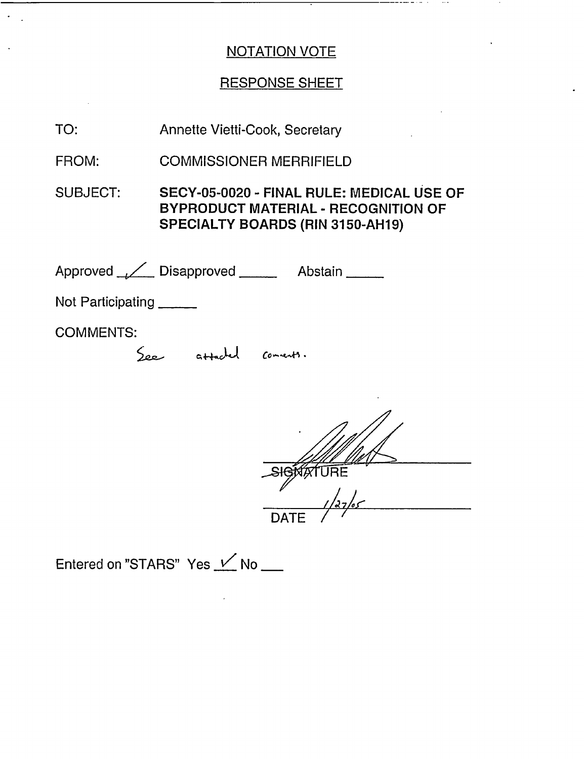NOTATION VOTE

RESPONSE SHEET

TO: Annette Vietti-Cook, Secretary

FROM: COMMISSIONER MERRIFIELD

SUBJECT: **SECY-05-0020 - FINAL RULE: MEDICAL USE OF BYPRODUCT MATERIAL - RECOGNITION OF SPECIALTY BOARDS (RIN 3150-AH19)**

Approved ✓ Disapproved _____ Abstain _____

Not Participating _____

COMMENTS:

See attached comments.

SIGNATURE

1/27/05

DATE

Entered on "STARS" Yes ✓ No ___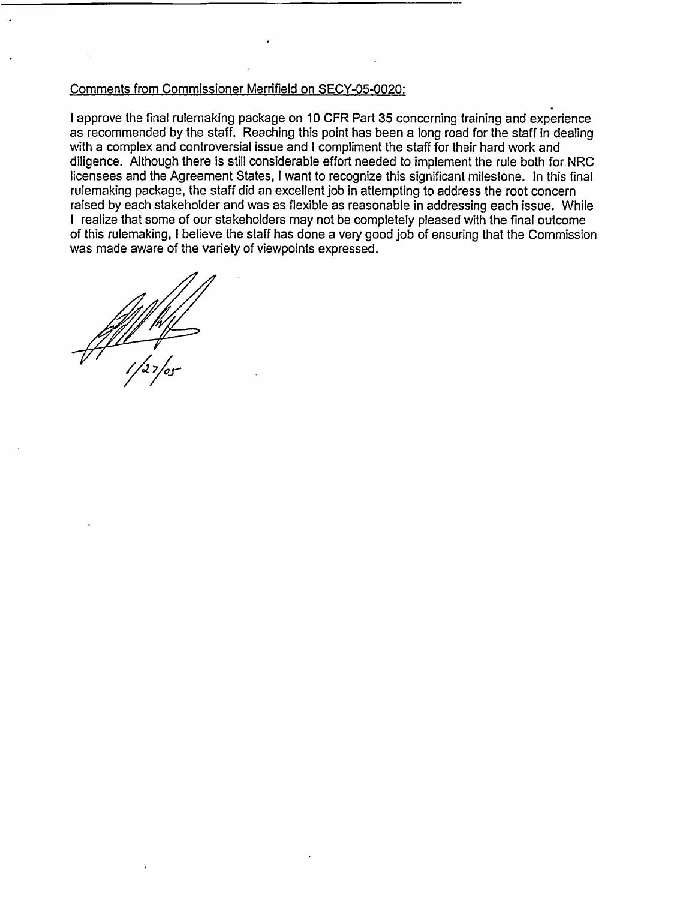Comments from Commissioner Merrifield on SECY-05-0020:

I approve the final rulemaking package on 10 CFR Part 35 concerning training and experience as recommended by the staff. Reaching this point has been a long road for the staff in dealing with a complex and controversial issue and I compliment the staff for their hard work and diligence. Although there is still considerable effort needed to implement the rule both for NRC licensees and the Agreement States, I want to recognize this significant milestone. In this final rulemaking package, the staff did an excellent job in attempting to address the root concern raised by each stakeholder and was as flexible as reasonable in addressing each issue. While I realize that some of our stakeholders may not be completely pleased with the final outcome of this rulemaking, I believe the staff has done a very good job of ensuring that the Commission was made aware of the variety of viewpoints expressed.

1/27/05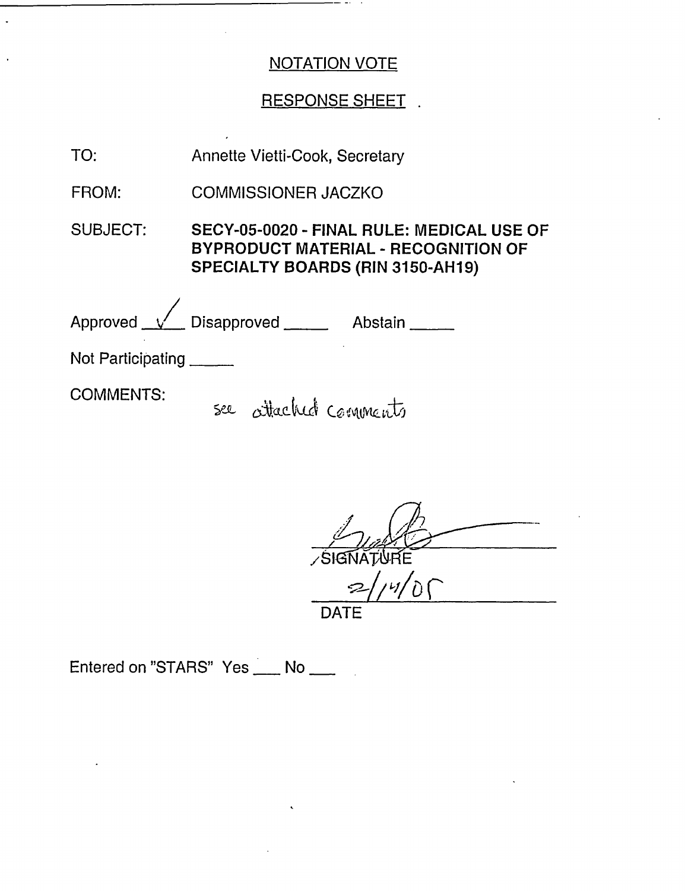NOTATION VOTE

RESPONSE SHEET

TO: Annette Vietti-Cook, Secretary

FROM: COMMISSIONER JACZKO

SUBJECT: **SECY-05-0020 - FINAL RULE: MEDICAL USE OF BYPRODUCT MATERIAL - RECOGNITION OF SPECIALTY BOARDS (RIN 3150-AH19)**

Approved ✓ Disapproved _____ Abstain _____

Not Participating _____

COMMENTS: see attached comments

SIGNATURE

2/14/05

DATE

Entered on "STARS" Yes ___ No ___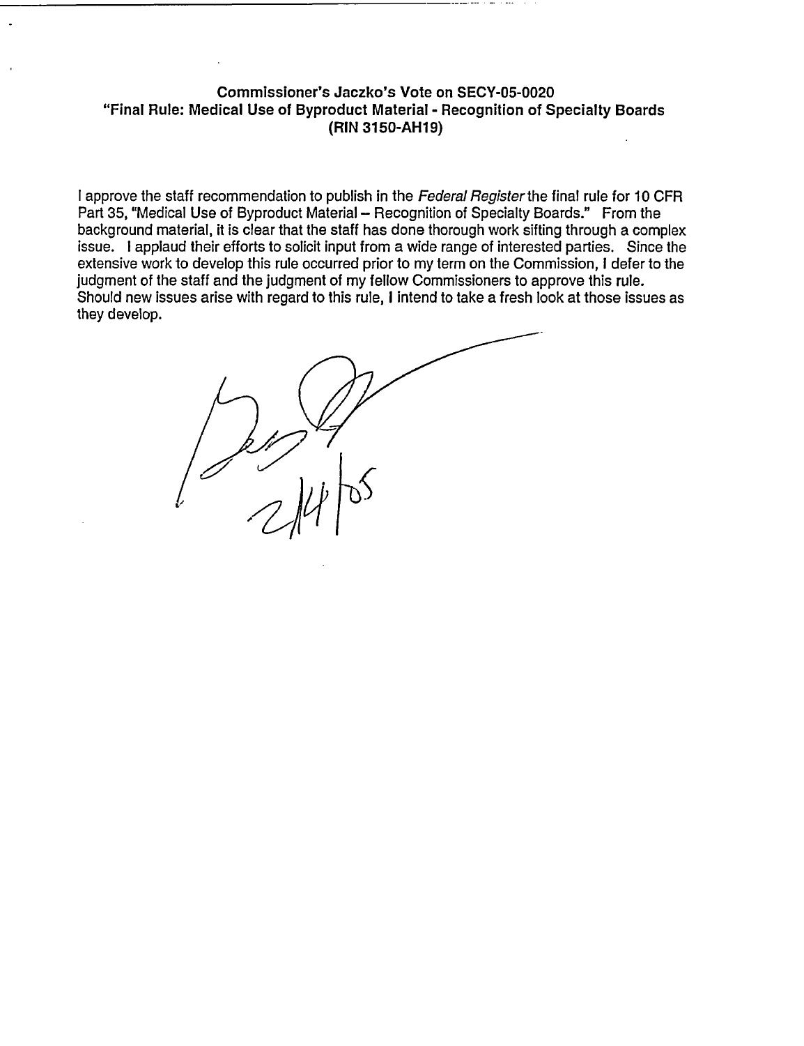**Commissioner's Jaczko's Vote on SECY-05-0020**
**"Final Rule: Medical Use of Byproduct Material - Recognition of Specialty Boards**
**(RIN 3150-AH19)**

I approve the staff recommendation to publish in the *Federal Register* the final rule for 10 CFR Part 35, "Medical Use of Byproduct Material – Recognition of Specialty Boards." From the background material, it is clear that the staff has done thorough work sifting through a complex issue. I applaud their efforts to solicit input from a wide range of interested parties. Since the extensive work to develop this rule occurred prior to my term on the Commission, I defer to the judgment of the staff and the judgment of my fellow Commissioners to approve this rule. Should new issues arise with regard to this rule, I intend to take a fresh look at those issues as they develop.

2/14/05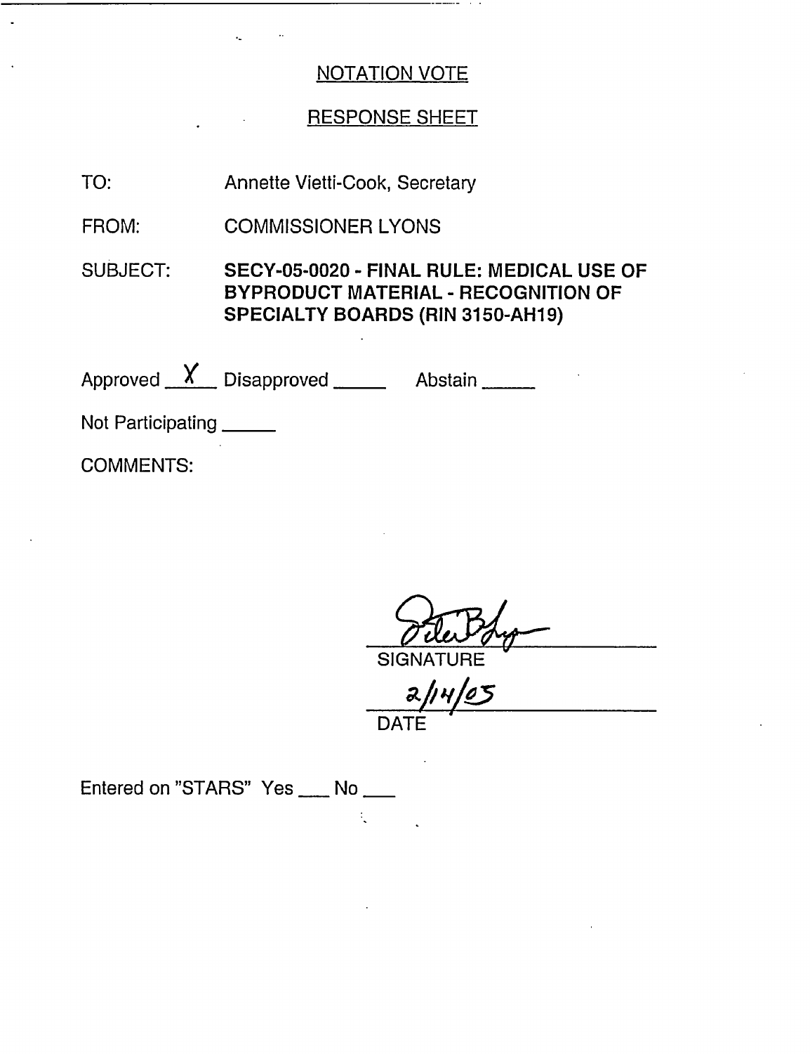## NOTATION VOTE

## RESPONSE SHEET

TO: Annette Vietti-Cook, Secretary

FROM: COMMISSIONER LYONS

SUBJECT: **SECY-05-0020 - FINAL RULE: MEDICAL USE OF BYPRODUCT MATERIAL - RECOGNITION OF SPECIALTY BOARDS (RIN 3150-AH19)**

Approved __X__ Disapproved _____ Abstain _____

Not Participating _____

COMMENTS:

SIGNATURE

2/14/05

DATE

Entered on "STARS" Yes ___ No ___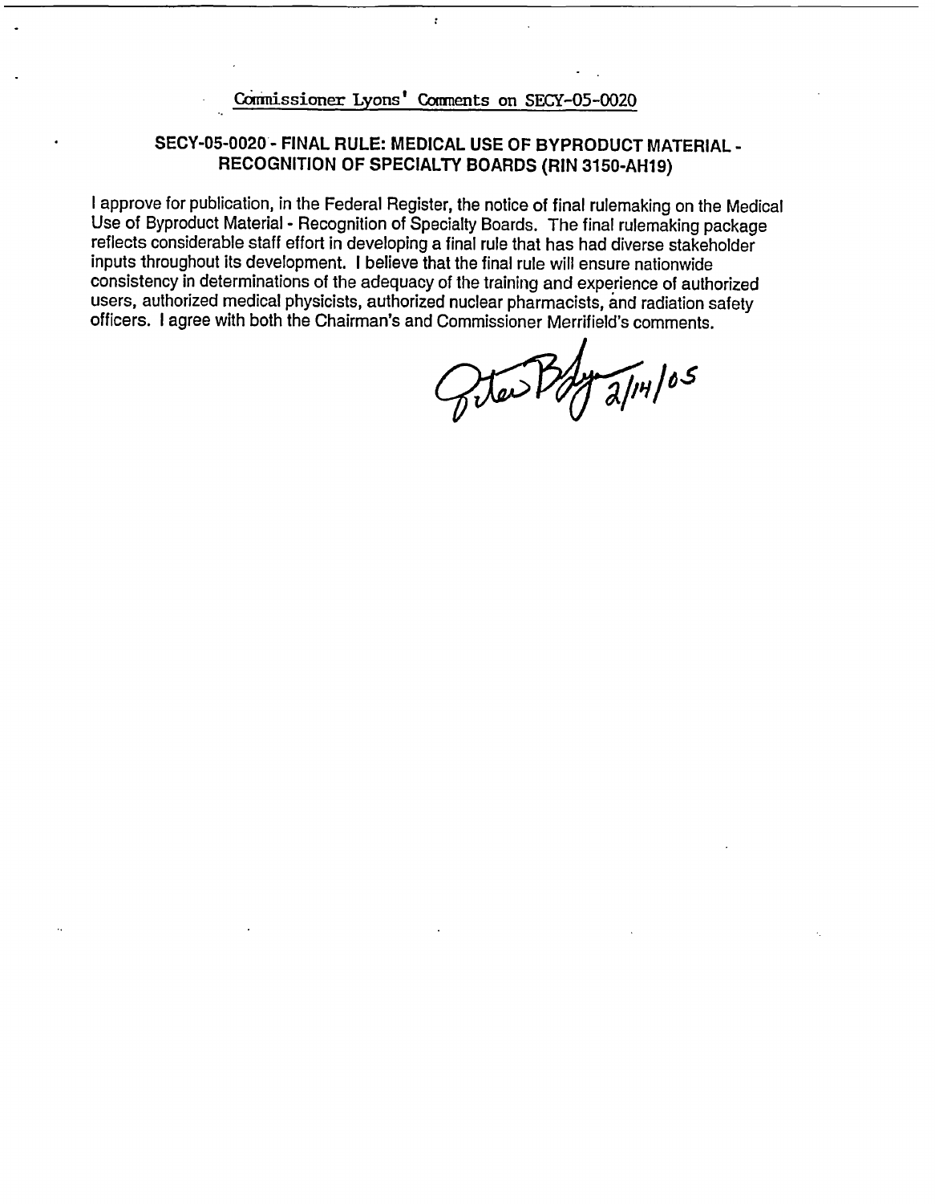Commissioner Lyons' Comments on SECY-05-0020

## SECY-05-0020 - FINAL RULE: MEDICAL USE OF BYPRODUCT MATERIAL - RECOGNITION OF SPECIALTY BOARDS (RIN 3150-AH19)

I approve for publication, in the Federal Register, the notice of final rulemaking on the Medical Use of Byproduct Material - Recognition of Specialty Boards. The final rulemaking package reflects considerable staff effort in developing a final rule that has had diverse stakeholder inputs throughout its development. I believe that the final rule will ensure nationwide consistency in determinations of the adequacy of the training and experience of authorized users, authorized medical physicists, authorized nuclear pharmacists, and radiation safety officers. I agree with both the Chairman's and Commissioner Merrifield's comments.

Peter B Lyons 2/14/05